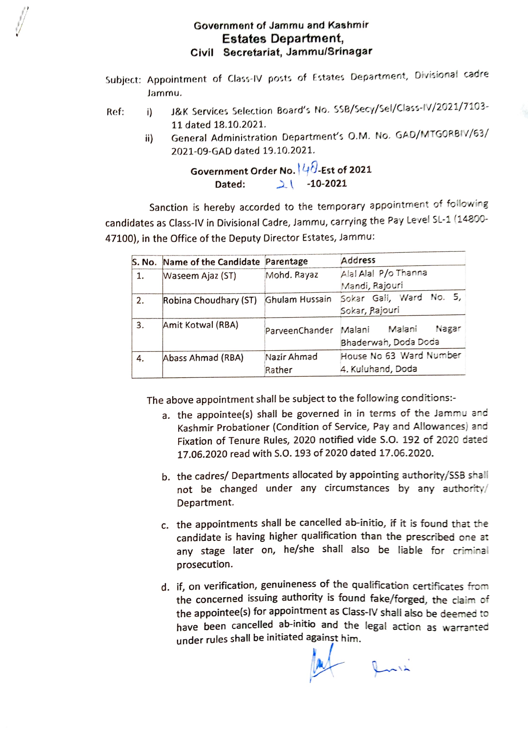**Government of Jammu and Kashmir**
**Estates Department,**
**Civil Secretariat, Jammu/Srinagar**

Subject: Appointment of Class-IV posts of Estates Department, Divisional cadre Jammu.

Ref:
i) J&K Services Selection Board's No. SSB/Secy/Sel/Class-IV/2021/7103-11 dated 18.10.2021.
ii) General Administration Department's O.M. No. GAD/MTGORBIV/63/2021-09-GAD dated 19.10.2021.

**Government Order No. 148-Est of 2021**
**Dated: 21 -10-2021**

Sanction is hereby accorded to the temporary appointment of following candidates as Class-IV in Divisional Cadre, Jammu, carrying the Pay Level SL-1 (14800-47100), in the Office of the Deputy Director Estates, Jammu:

| S. No. | Name of the Candidate | Parentage | Address |
|---|---|---|---|
| 1. | Waseem Ajaz (ST) | Mohd. Rayaz | Alal Alal P/o Thanna Mandi, Rajouri |
| 2. | Robina Choudhary (ST) | Ghulam Hussain | Sokar Gali, Ward No. 5, Sokar, Rajouri |
| 3. | Amit Kotwal (RBA) | ParveenChander | Malani Malani Nagar Bhaderwah, Doda Doda |
| 4. | Abass Ahmad (RBA) | Nazir Ahmad Rather | House No 63 Ward Number 4. Kuluhand, Doda |

The above appointment shall be subject to the following conditions:-

a. the appointee(s) shall be governed in in terms of the Jammu and Kashmir Probationer (Condition of Service, Pay and Allowances) and Fixation of Tenure Rules, 2020 notified vide S.O. 192 of 2020 dated 17.06.2020 read with S.O. 193 of 2020 dated 17.06.2020.

b. the cadres/ Departments allocated by appointing authority/SSB shall not be changed under any circumstances by any authority/ Department.

c. the appointments shall be cancelled ab-initio, if it is found that the candidate is having higher qualification than the prescribed one at any stage later on, he/she shall also be liable for criminal prosecution.

d. if, on verification, genuineness of the qualification certificates from the concerned issuing authority is found fake/forged, the claim of the appointee(s) for appointment as Class-IV shall also be deemed to have been cancelled ab-initio and the legal action as warranted under rules shall be initiated against him.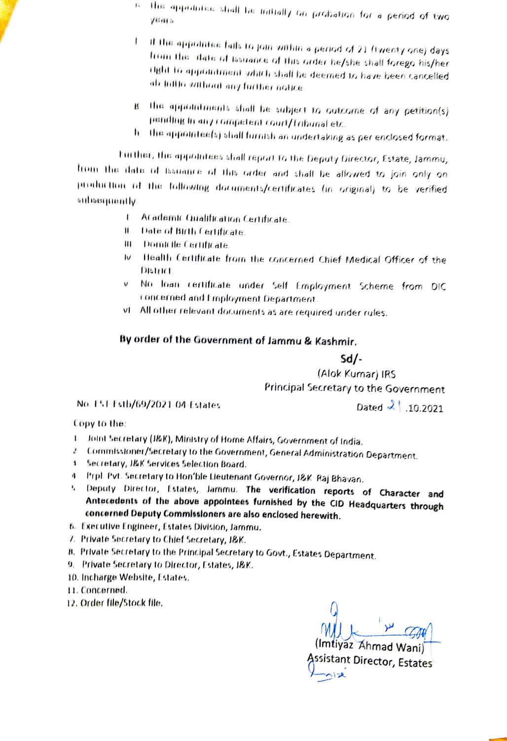e. The appointee shall be initially on probation for a period of two years.

f. If the appointee fails to join within a period of 21 (twenty one) days from the date of issuance of this order he/she shall forego his/her right to appointment which shall be deemed to have been cancelled ab initio without any further notice.

g. The appointments shall be subject to outcome of any petition(s) pending in any competent court/Tribunal etc.

h. The appointee(s) shall furnish an undertaking as per enclosed format.

Further, the appointees shall report to the Deputy Director, Estate, Jammu, from the date of issuance of this order and shall be allowed to join only on production of the following documents/certificates (in original) to be verified subsequently.

i. Academic Qualification Certificate.
ii. Date of Birth Certificate.
iii. Domicile Certificate.
iv. Health Certificate from the concerned Chief Medical Officer of the District.
v. No loan certificate under Self Employment Scheme from DIC concerned and Employment Department.
vi. All other relevant documents as are required under rules.

**By order of the Government of Jammu & Kashmir.**

Sd/-
(Alok Kumar) IRS
Principal Secretary to the Government

No. EST-Estb/69/2021-04-Estates Dated 21.10.2021

Copy to the:

1. Joint Secretary (J&K), Ministry of Home Affairs, Government of India.
2. Commissioner/Secretary to the Government, General Administration Department.
3. Secretary, J&K Services Selection Board.
4. Prpl. Pvt. Secretary to Hon'ble Lieutenant Governor, J&K Raj Bhavan.
5. Deputy Director, Estates, Jammu. **The verification reports of Character and Antecedents of the above appointees furnished by the CID Headquarters through concerned Deputy Commissioners are also enclosed herewith.**
6. Executive Engineer, Estates Division, Jammu.
7. Private Secretary to Chief Secretary, J&K.
8. Private Secretary to the Principal Secretary to Govt., Estates Department.
9. Private Secretary to Director, Estates, J&K.
10. Incharge Website, Estates.
11. Concerned.
12. Order file/Stock file.

(Imtiyaz Ahmad Wani)
Assistant Director, Estates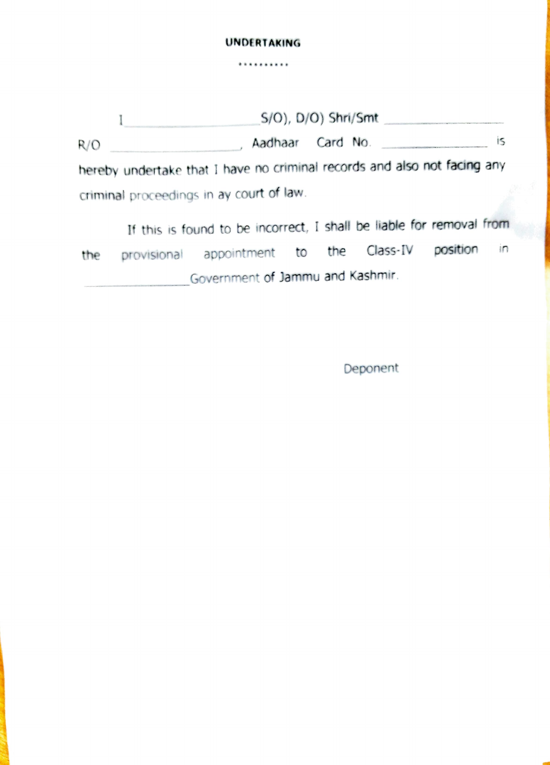# UNDERTAKING

..........

I \_\_\_\_\_\_\_\_\_\_\_\_\_\_\_\_\_\_\_\_ S/O), D/O) Shri/Smt \_\_\_\_\_\_\_\_\_\_\_\_\_\_\_\_\_\_\_\_ R/O \_\_\_\_\_\_\_\_\_\_\_\_\_\_\_\_\_\_\_\_, Aadhaar Card No. \_\_\_\_\_\_\_\_\_\_\_\_\_\_\_\_\_\_\_\_ is hereby undertake that I have no criminal records and also not facing any criminal proceedings in ay court of law.

If this is found to be incorrect, I shall be liable for removal from the provisional appointment to the Class-IV position in \_\_\_\_\_\_\_\_\_\_\_\_\_\_\_\_\_\_\_\_ Government of Jammu and Kashmir.

Deponent